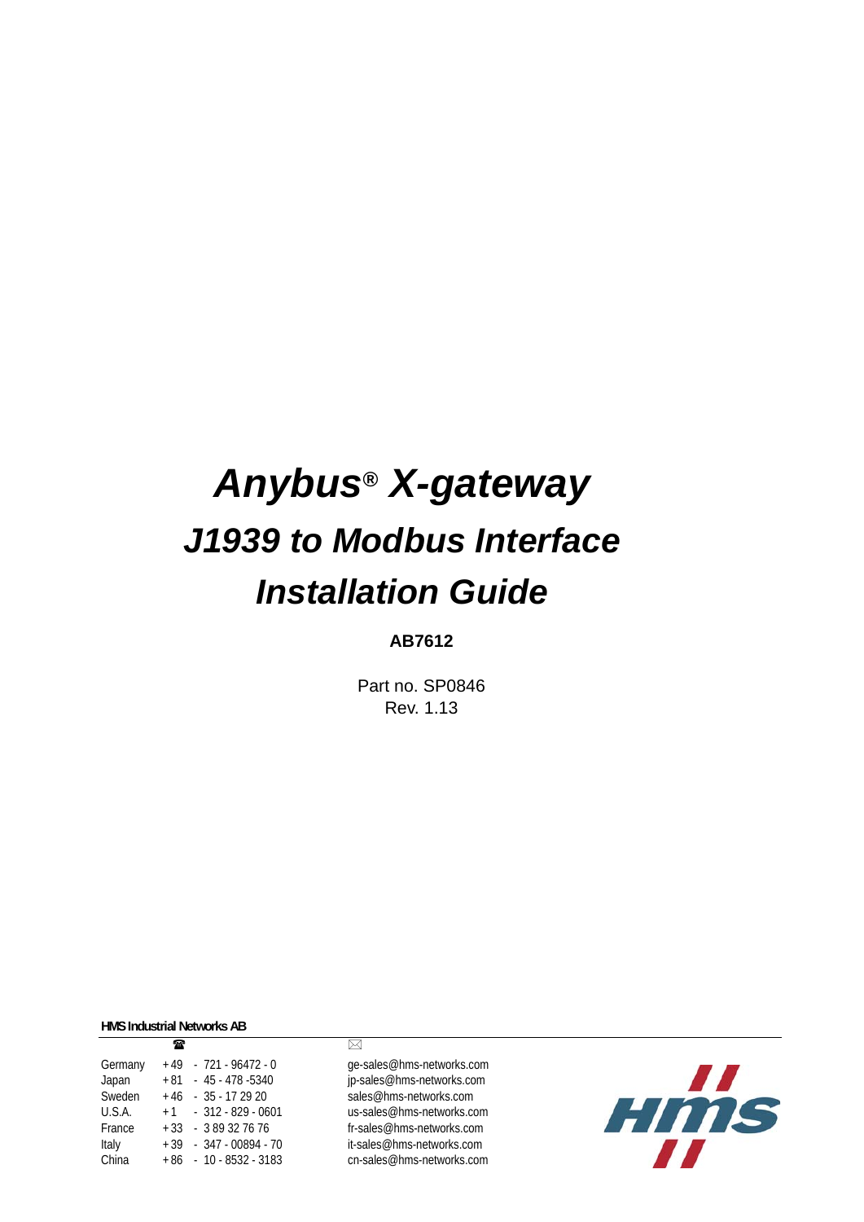# Anybus® X-gateway

# J1939 to Modbus Interface

# Installation Guide

**AB7612**

Part no. SP0846
Rev. 1.13

**HMS Industrial Networks AB**

| | ☎ | ✉ |
|---|---|---|
| Germany | +49 - 721 - 96472 - 0 | ge-sales@hms-networks.com |
| Japan | +81 - 45 - 478 -5340 | jp-sales@hms-networks.com |
| Sweden | +46 - 35 - 17 29 20 | sales@hms-networks.com |
| U.S.A. | +1 - 312 - 829 - 0601 | us-sales@hms-networks.com |
| France | +33 - 3 89 32 76 76 | fr-sales@hms-networks.com |
| Italy | +39 - 347 - 00894 - 70 | it-sales@hms-networks.com |
| China | +86 - 10 - 8532 - 3183 | cn-sales@hms-networks.com |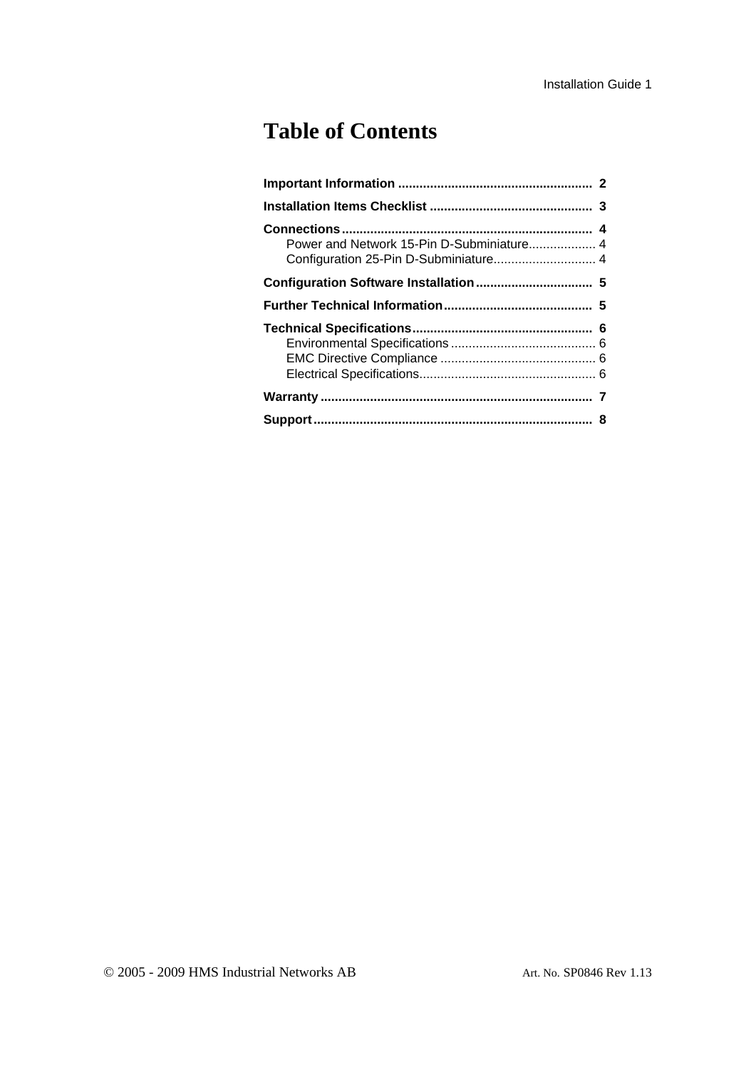# Table of Contents

**Important Information** ........................................................ 2

**Installation Items Checklist** .............................................. 3

**Connections** ........................................................................ 4

- Power and Network 15-Pin D-Subminiature.................... 4
- Configuration 25-Pin D-Subminiature............................. 4

**Configuration Software Installation** ................................. 5

**Further Technical Information** .......................................... 5

**Technical Specifications** ................................................... 6

- Environmental Specifications ......................................... 6
- EMC Directive Compliance ............................................ 6
- Electrical Specifications.................................................. 6

**Warranty** .............................................................................. 7

**Support** ................................................................................ 8

© 2005 - 2009 HMS Industrial Networks AB — Art. No. SP0846 Rev 1.13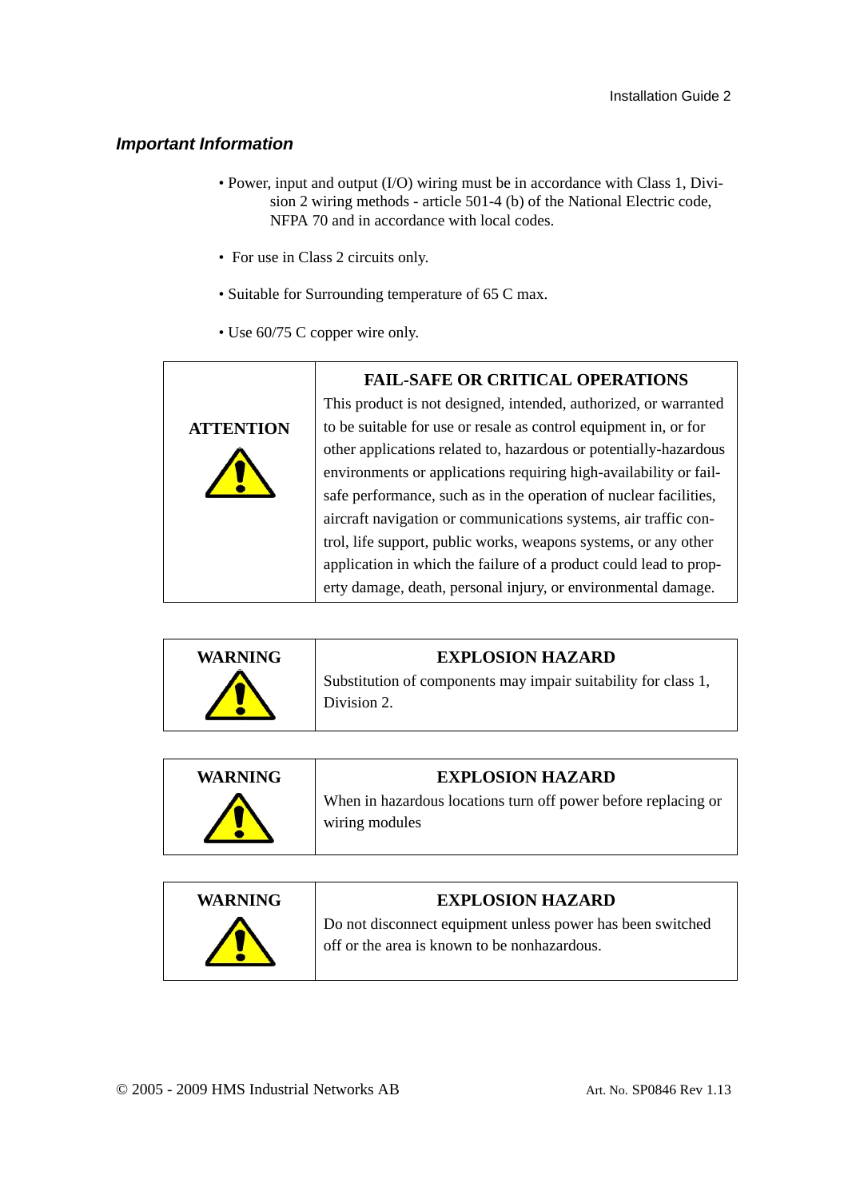### *Important Information*

- Power, input and output (I/O) wiring must be in accordance with Class 1, Division 2 wiring methods - article 501-4 (b) of the National Electric code, NFPA 70 and in accordance with local codes.
- For use in Class 2 circuits only.
- Suitable for Surrounding temperature of 65 C max.
- Use 60/75 C copper wire only.

| **ATTENTION** | **FAIL-SAFE OR CRITICAL OPERATIONS**<br>This product is not designed, intended, authorized, or warranted to be suitable for use or resale as control equipment in, or for other applications related to, hazardous or potentially-hazardous environments or applications requiring high-availability or fail-safe performance, such as in the operation of nuclear facilities, aircraft navigation or communications systems, air traffic control, life support, public works, weapons systems, or any other application in which the failure of a product could lead to property damage, death, personal injury, or environmental damage. |
|---|---|

| **WARNING** | **EXPLOSION HAZARD**<br>Substitution of components may impair suitability for class 1, Division 2. |
|---|---|

| **WARNING** | **EXPLOSION HAZARD**<br>When in hazardous locations turn off power before replacing or wiring modules |
|---|---|

| **WARNING** | **EXPLOSION HAZARD**<br>Do not disconnect equipment unless power has been switched off or the area is known to be nonhazardous. |
|---|---|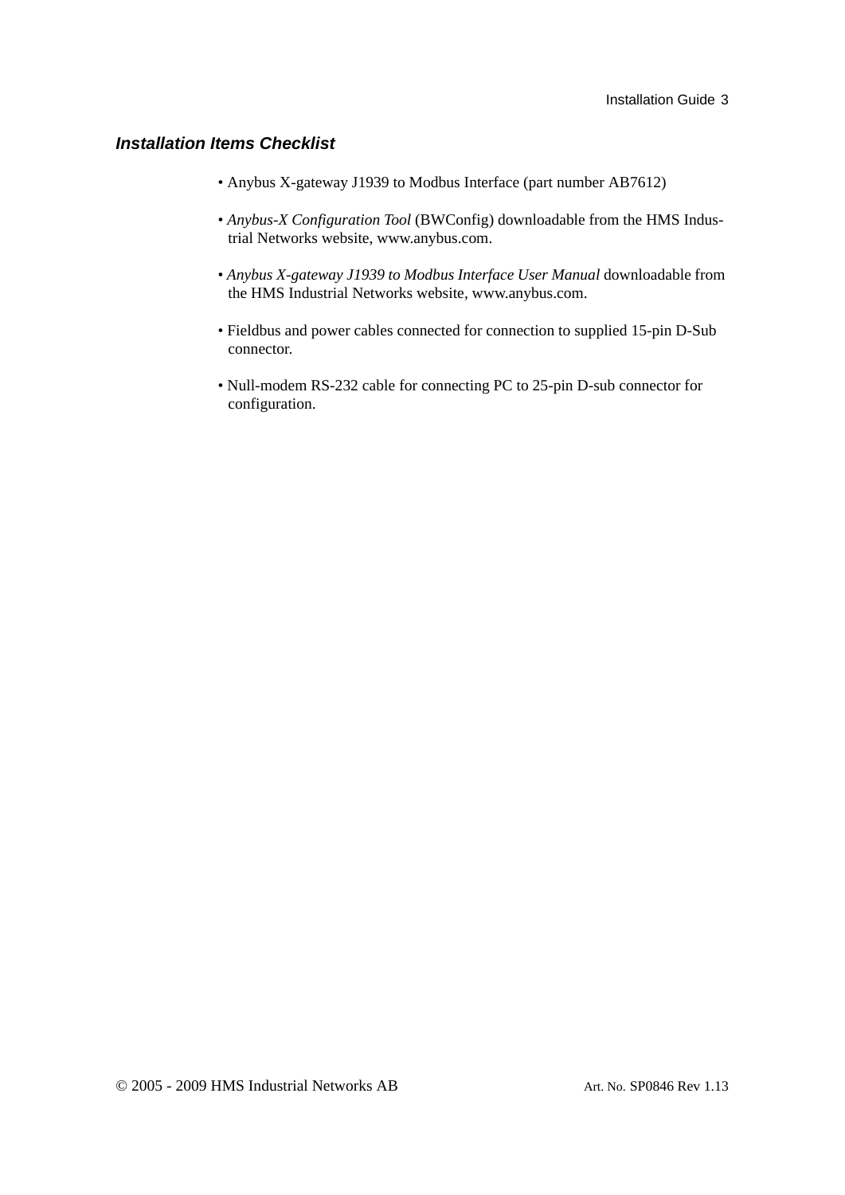### *Installation Items Checklist*

- Anybus X-gateway J1939 to Modbus Interface (part number AB7612)
- *Anybus-X Configuration Tool* (BWConfig) downloadable from the HMS Industrial Networks website, www.anybus.com.
- *Anybus X-gateway J1939 to Modbus Interface User Manual* downloadable from the HMS Industrial Networks website, www.anybus.com.
- Fieldbus and power cables connected for connection to supplied 15-pin D-Sub connector.
- Null-modem RS-232 cable for connecting PC to 25-pin D-sub connector for configuration.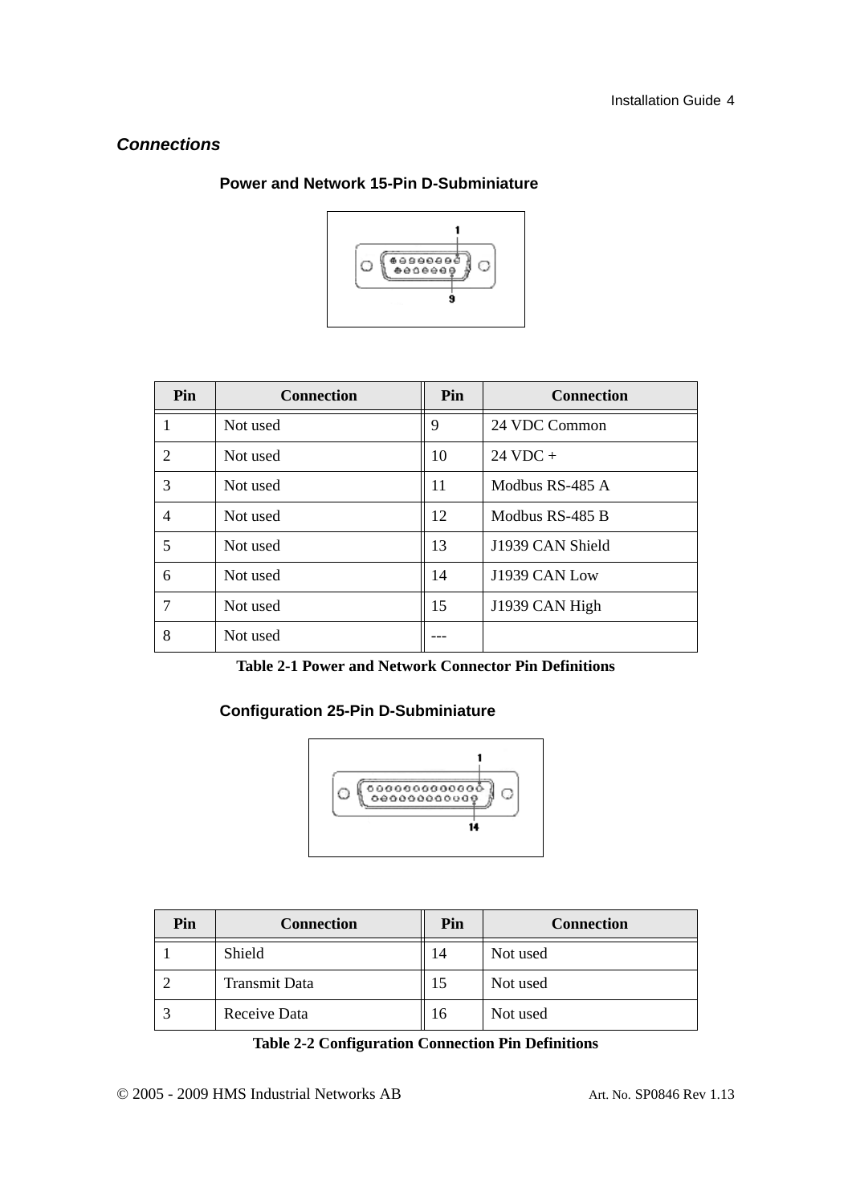## *Connections*

### Power and Network 15-Pin D-Subminiature

| Pin | Connection | Pin | Connection |
|---|---|---|---|
| 1 | Not used | 9 | 24 VDC Common |
| 2 | Not used | 10 | 24 VDC + |
| 3 | Not used | 11 | Modbus RS-485 A |
| 4 | Not used | 12 | Modbus RS-485 B |
| 5 | Not used | 13 | J1939 CAN Shield |
| 6 | Not used | 14 | J1939 CAN Low |
| 7 | Not used | 15 | J1939 CAN High |
| 8 | Not used | --- | |

**Table 2-1 Power and Network Connector Pin Definitions**

### Configuration 25-Pin D-Subminiature

| Pin | Connection | Pin | Connection |
|---|---|---|---|
| 1 | Shield | 14 | Not used |
| 2 | Transmit Data | 15 | Not used |
| 3 | Receive Data | 16 | Not used |

**Table 2-2 Configuration Connection Pin Definitions**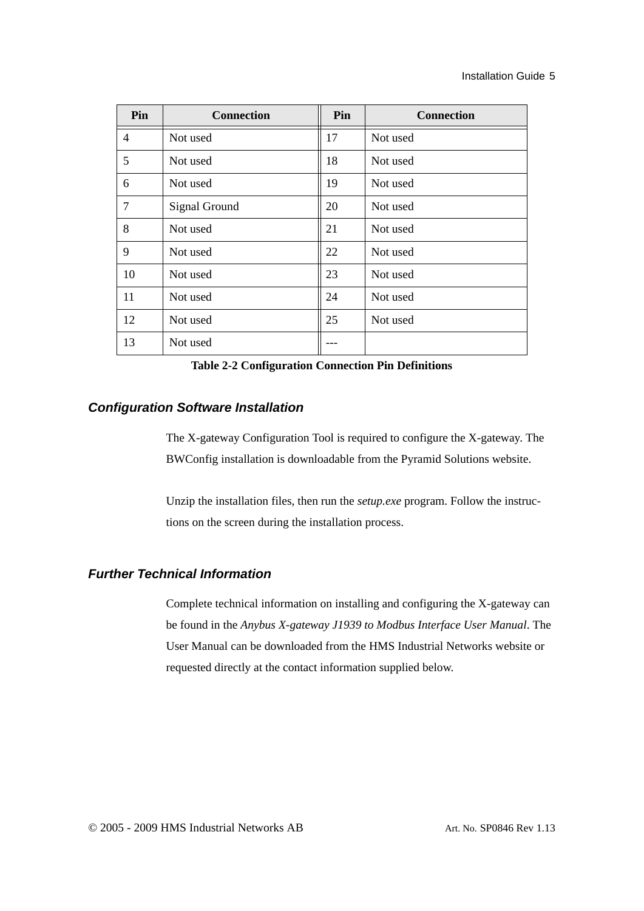| Pin | Connection | Pin | Connection |
| --- | --- | --- | --- |
| 4 | Not used | 17 | Not used |
| 5 | Not used | 18 | Not used |
| 6 | Not used | 19 | Not used |
| 7 | Signal Ground | 20 | Not used |
| 8 | Not used | 21 | Not used |
| 9 | Not used | 22 | Not used |
| 10 | Not used | 23 | Not used |
| 11 | Not used | 24 | Not used |
| 12 | Not used | 25 | Not used |
| 13 | Not used | --- | |

**Table 2-2 Configuration Connection Pin Definitions**

### *Configuration Software Installation*

The X-gateway Configuration Tool is required to configure the X-gateway. The BWConfig installation is downloadable from the Pyramid Solutions website.

Unzip the installation files, then run the *setup.exe* program. Follow the instructions on the screen during the installation process.

### *Further Technical Information*

Complete technical information on installing and configuring the X-gateway can be found in the *Anybus X-gateway J1939 to Modbus Interface User Manual*. The User Manual can be downloaded from the HMS Industrial Networks website or requested directly at the contact information supplied below.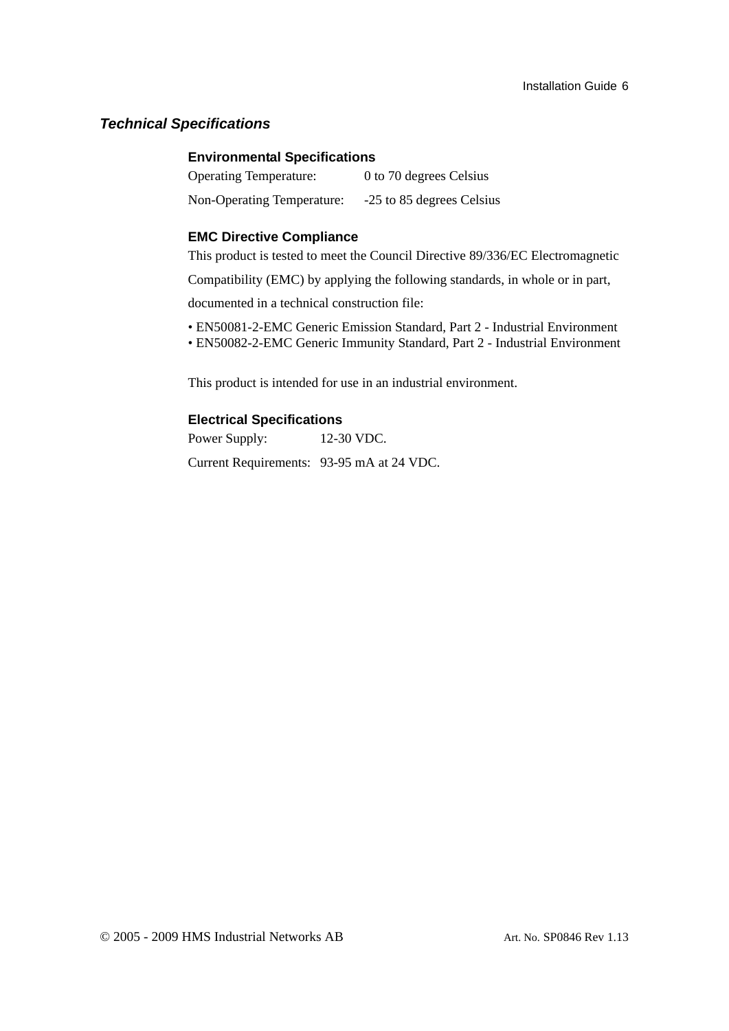## *Technical Specifications*

### Environmental Specifications

Operating Temperature: 0 to 70 degrees Celsius

Non-Operating Temperature: -25 to 85 degrees Celsius

### EMC Directive Compliance

This product is tested to meet the Council Directive 89/336/EC Electromagnetic Compatibility (EMC) by applying the following standards, in whole or in part, documented in a technical construction file:

- EN50081-2-EMC Generic Emission Standard, Part 2 - Industrial Environment
- EN50082-2-EMC Generic Immunity Standard, Part 2 - Industrial Environment

This product is intended for use in an industrial environment.

### Electrical Specifications

Power Supply: 12-30 VDC.

Current Requirements: 93-95 mA at 24 VDC.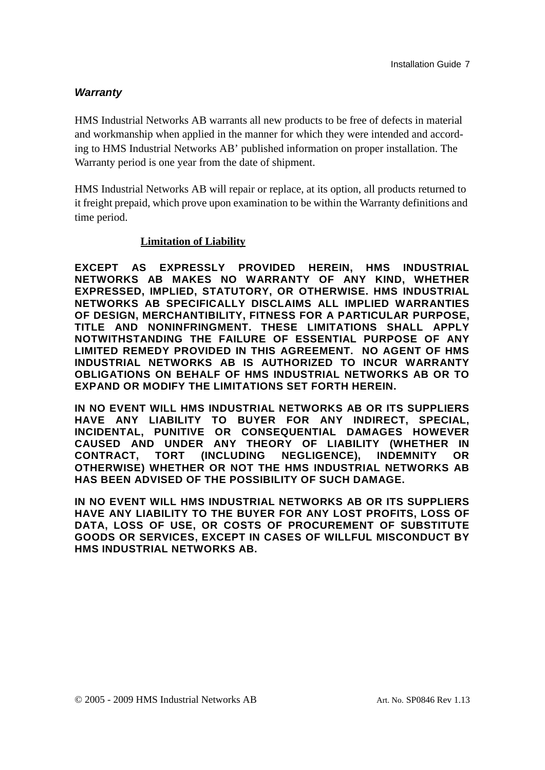### *Warranty*

HMS Industrial Networks AB warrants all new products to be free of defects in material and workmanship when applied in the manner for which they were intended and according to HMS Industrial Networks AB' published information on proper installation. The Warranty period is one year from the date of shipment.

HMS Industrial Networks AB will repair or replace, at its option, all products returned to it freight prepaid, which prove upon examination to be within the Warranty definitions and time period.

**Limitation of Liability**

**EXCEPT AS EXPRESSLY PROVIDED HEREIN, HMS INDUSTRIAL NETWORKS AB MAKES NO WARRANTY OF ANY KIND, WHETHER EXPRESSED, IMPLIED, STATUTORY, OR OTHERWISE. HMS INDUSTRIAL NETWORKS AB SPECIFICALLY DISCLAIMS ALL IMPLIED WARRANTIES OF DESIGN, MERCHANTIBILITY, FITNESS FOR A PARTICULAR PURPOSE, TITLE AND NONINFRINGMENT. THESE LIMITATIONS SHALL APPLY NOTWITHSTANDING THE FAILURE OF ESSENTIAL PURPOSE OF ANY LIMITED REMEDY PROVIDED IN THIS AGREEMENT. NO AGENT OF HMS INDUSTRIAL NETWORKS AB IS AUTHORIZED TO INCUR WARRANTY OBLIGATIONS ON BEHALF OF HMS INDUSTRIAL NETWORKS AB OR TO EXPAND OR MODIFY THE LIMITATIONS SET FORTH HEREIN.**

**IN NO EVENT WILL HMS INDUSTRIAL NETWORKS AB OR ITS SUPPLIERS HAVE ANY LIABILITY TO BUYER FOR ANY INDIRECT, SPECIAL, INCIDENTAL, PUNITIVE OR CONSEQUENTIAL DAMAGES HOWEVER CAUSED AND UNDER ANY THEORY OF LIABILITY (WHETHER IN CONTRACT, TORT (INCLUDING NEGLIGENCE), INDEMNITY OR OTHERWISE) WHETHER OR NOT THE HMS INDUSTRIAL NETWORKS AB HAS BEEN ADVISED OF THE POSSIBILITY OF SUCH DAMAGE.**

**IN NO EVENT WILL HMS INDUSTRIAL NETWORKS AB OR ITS SUPPLIERS HAVE ANY LIABILITY TO THE BUYER FOR ANY LOST PROFITS, LOSS OF DATA, LOSS OF USE, OR COSTS OF PROCUREMENT OF SUBSTITUTE GOODS OR SERVICES, EXCEPT IN CASES OF WILLFUL MISCONDUCT BY HMS INDUSTRIAL NETWORKS AB.**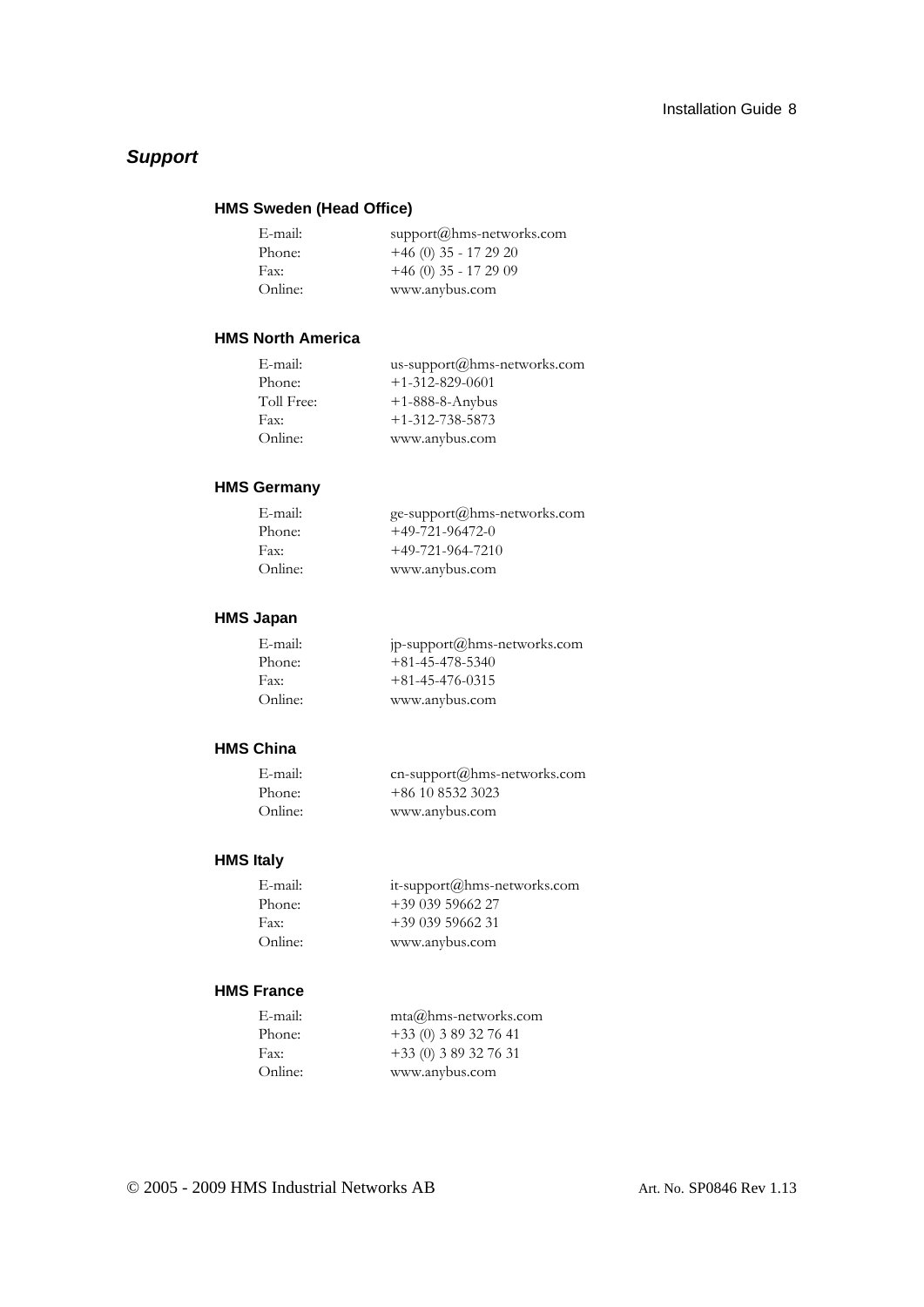## *Support*

### HMS Sweden (Head Office)

| | |
|---|---|
| E-mail: | support@hms-networks.com |
| Phone: | +46 (0) 35 - 17 29 20 |
| Fax: | +46 (0) 35 - 17 29 09 |
| Online: | www.anybus.com |

### HMS North America

| | |
|---|---|
| E-mail: | us-support@hms-networks.com |
| Phone: | +1-312-829-0601 |
| Toll Free: | +1-888-8-Anybus |
| Fax: | +1-312-738-5873 |
| Online: | www.anybus.com |

### HMS Germany

| | |
|---|---|
| E-mail: | ge-support@hms-networks.com |
| Phone: | +49-721-96472-0 |
| Fax: | +49-721-964-7210 |
| Online: | www.anybus.com |

### HMS Japan

| | |
|---|---|
| E-mail: | jp-support@hms-networks.com |
| Phone: | +81-45-478-5340 |
| Fax: | +81-45-476-0315 |
| Online: | www.anybus.com |

### HMS China

| | |
|---|---|
| E-mail: | cn-support@hms-networks.com |
| Phone: | +86 10 8532 3023 |
| Online: | www.anybus.com |

### HMS Italy

| | |
|---|---|
| E-mail: | it-support@hms-networks.com |
| Phone: | +39 039 59662 27 |
| Fax: | +39 039 59662 31 |
| Online: | www.anybus.com |

### HMS France

| | |
|---|---|
| E-mail: | mta@hms-networks.com |
| Phone: | +33 (0) 3 89 32 76 41 |
| Fax: | +33 (0) 3 89 32 76 31 |
| Online: | www.anybus.com |